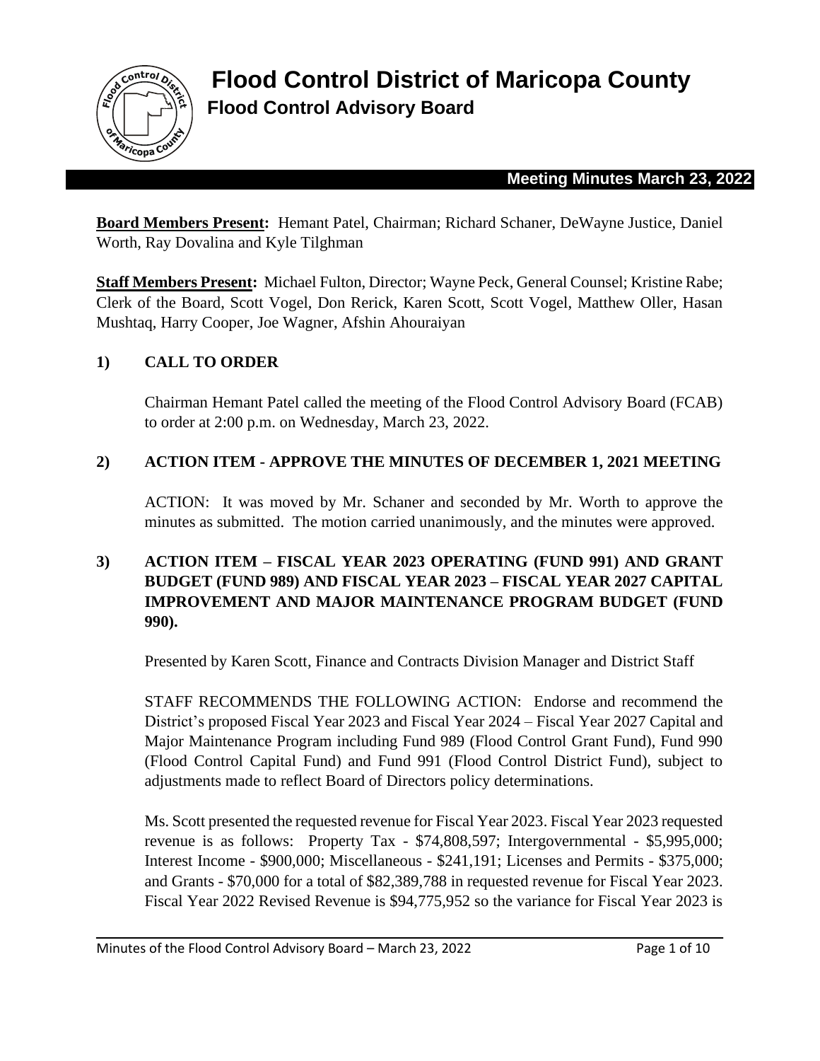# Flood Control District of Maricopa County

## Flood Control Advisory Board

**Meeting Minutes March 23, 2022**

**Board Members Present:** Hemant Patel, Chairman; Richard Schaner, DeWayne Justice, Daniel Worth, Ray Dovalina and Kyle Tilghman

**Staff Members Present:** Michael Fulton, Director; Wayne Peck, General Counsel; Kristine Rabe; Clerk of the Board, Scott Vogel, Don Rerick, Karen Scott, Scott Vogel, Matthew Oller, Hasan Mushtaq, Harry Cooper, Joe Wagner, Afshin Ahouraiyan

### 1) CALL TO ORDER

Chairman Hemant Patel called the meeting of the Flood Control Advisory Board (FCAB) to order at 2:00 p.m. on Wednesday, March 23, 2022.

### 2) ACTION ITEM - APPROVE THE MINUTES OF DECEMBER 1, 2021 MEETING

ACTION: It was moved by Mr. Schaner and seconded by Mr. Worth to approve the minutes as submitted. The motion carried unanimously, and the minutes were approved.

### 3) ACTION ITEM – FISCAL YEAR 2023 OPERATING (FUND 991) AND GRANT BUDGET (FUND 989) AND FISCAL YEAR 2023 – FISCAL YEAR 2027 CAPITAL IMPROVEMENT AND MAJOR MAINTENANCE PROGRAM BUDGET (FUND 990).

Presented by Karen Scott, Finance and Contracts Division Manager and District Staff

STAFF RECOMMENDS THE FOLLOWING ACTION: Endorse and recommend the District's proposed Fiscal Year 2023 and Fiscal Year 2024 – Fiscal Year 2027 Capital and Major Maintenance Program including Fund 989 (Flood Control Grant Fund), Fund 990 (Flood Control Capital Fund) and Fund 991 (Flood Control District Fund), subject to adjustments made to reflect Board of Directors policy determinations.

Ms. Scott presented the requested revenue for Fiscal Year 2023. Fiscal Year 2023 requested revenue is as follows: Property Tax - $74,808,597; Intergovernmental - $5,995,000; Interest Income - $900,000; Miscellaneous - $241,191; Licenses and Permits - $375,000; and Grants - $70,000 for a total of $82,389,788 in requested revenue for Fiscal Year 2023. Fiscal Year 2022 Revised Revenue is $94,775,952 so the variance for Fiscal Year 2023 is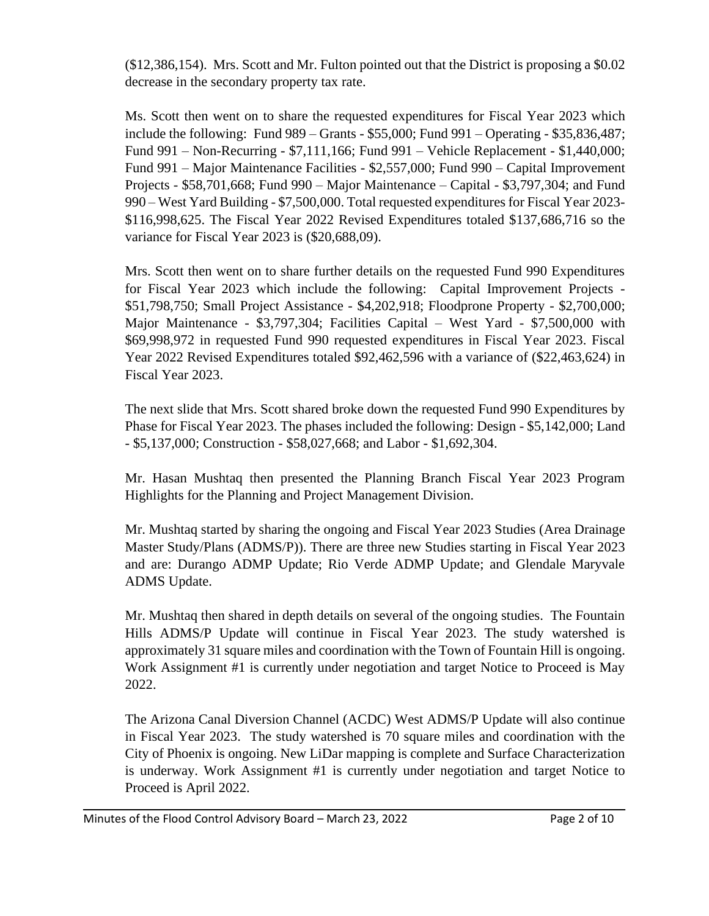($12,386,154). Mrs. Scott and Mr. Fulton pointed out that the District is proposing a $0.02 decrease in the secondary property tax rate.

Ms. Scott then went on to share the requested expenditures for Fiscal Year 2023 which include the following: Fund 989 – Grants - $55,000; Fund 991 – Operating - $35,836,487; Fund 991 – Non-Recurring - $7,111,166; Fund 991 – Vehicle Replacement - $1,440,000; Fund 991 – Major Maintenance Facilities - $2,557,000; Fund 990 – Capital Improvement Projects - $58,701,668; Fund 990 – Major Maintenance – Capital - $3,797,304; and Fund 990 – West Yard Building - $7,500,000. Total requested expenditures for Fiscal Year 2023- $116,998,625. The Fiscal Year 2022 Revised Expenditures totaled $137,686,716 so the variance for Fiscal Year 2023 is ($20,688,09).

Mrs. Scott then went on to share further details on the requested Fund 990 Expenditures for Fiscal Year 2023 which include the following: Capital Improvement Projects - $51,798,750; Small Project Assistance - $4,202,918; Floodprone Property - $2,700,000; Major Maintenance - $3,797,304; Facilities Capital – West Yard - $7,500,000 with $69,998,972 in requested Fund 990 requested expenditures in Fiscal Year 2023. Fiscal Year 2022 Revised Expenditures totaled $92,462,596 with a variance of ($22,463,624) in Fiscal Year 2023.

The next slide that Mrs. Scott shared broke down the requested Fund 990 Expenditures by Phase for Fiscal Year 2023. The phases included the following: Design - $5,142,000; Land - $5,137,000; Construction - $58,027,668; and Labor - $1,692,304.

Mr. Hasan Mushtaq then presented the Planning Branch Fiscal Year 2023 Program Highlights for the Planning and Project Management Division.

Mr. Mushtaq started by sharing the ongoing and Fiscal Year 2023 Studies (Area Drainage Master Study/Plans (ADMS/P)). There are three new Studies starting in Fiscal Year 2023 and are: Durango ADMP Update; Rio Verde ADMP Update; and Glendale Maryvale ADMS Update.

Mr. Mushtaq then shared in depth details on several of the ongoing studies. The Fountain Hills ADMS/P Update will continue in Fiscal Year 2023. The study watershed is approximately 31 square miles and coordination with the Town of Fountain Hill is ongoing. Work Assignment #1 is currently under negotiation and target Notice to Proceed is May 2022.

The Arizona Canal Diversion Channel (ACDC) West ADMS/P Update will also continue in Fiscal Year 2023. The study watershed is 70 square miles and coordination with the City of Phoenix is ongoing. New LiDar mapping is complete and Surface Characterization is underway. Work Assignment #1 is currently under negotiation and target Notice to Proceed is April 2022.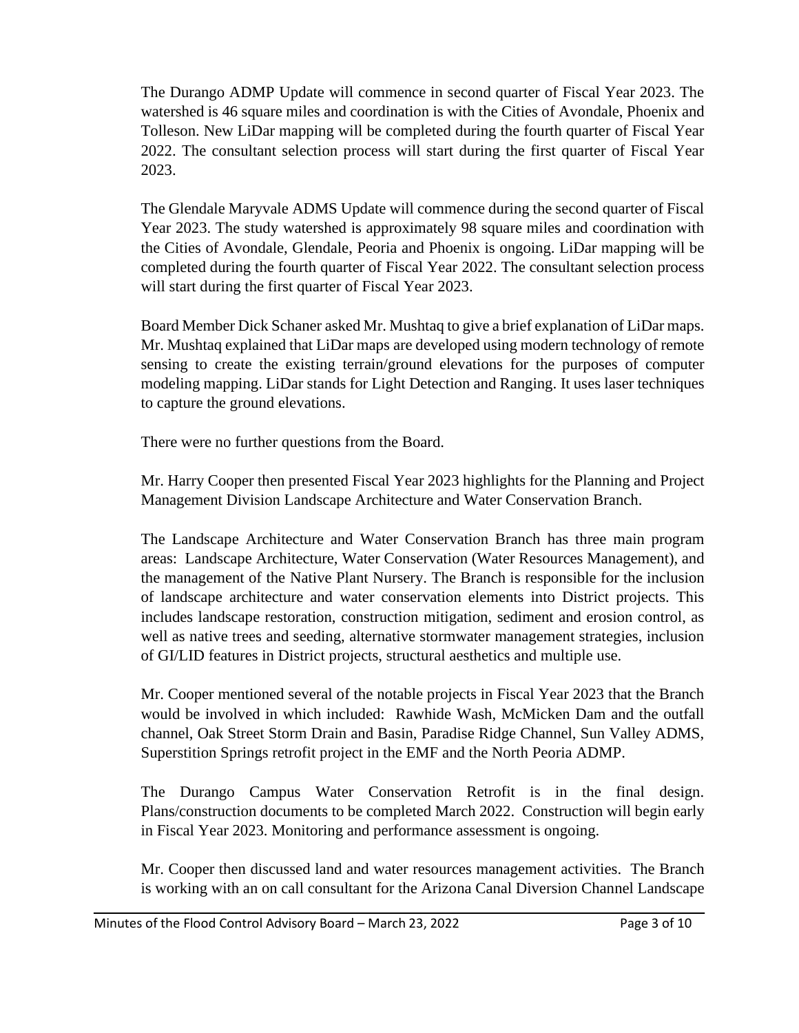The Durango ADMP Update will commence in second quarter of Fiscal Year 2023. The watershed is 46 square miles and coordination is with the Cities of Avondale, Phoenix and Tolleson. New LiDar mapping will be completed during the fourth quarter of Fiscal Year 2022. The consultant selection process will start during the first quarter of Fiscal Year 2023.

The Glendale Maryvale ADMS Update will commence during the second quarter of Fiscal Year 2023. The study watershed is approximately 98 square miles and coordination with the Cities of Avondale, Glendale, Peoria and Phoenix is ongoing. LiDar mapping will be completed during the fourth quarter of Fiscal Year 2022. The consultant selection process will start during the first quarter of Fiscal Year 2023.

Board Member Dick Schaner asked Mr. Mushtaq to give a brief explanation of LiDar maps. Mr. Mushtaq explained that LiDar maps are developed using modern technology of remote sensing to create the existing terrain/ground elevations for the purposes of computer modeling mapping. LiDar stands for Light Detection and Ranging. It uses laser techniques to capture the ground elevations.

There were no further questions from the Board.

Mr. Harry Cooper then presented Fiscal Year 2023 highlights for the Planning and Project Management Division Landscape Architecture and Water Conservation Branch.

The Landscape Architecture and Water Conservation Branch has three main program areas: Landscape Architecture, Water Conservation (Water Resources Management), and the management of the Native Plant Nursery. The Branch is responsible for the inclusion of landscape architecture and water conservation elements into District projects. This includes landscape restoration, construction mitigation, sediment and erosion control, as well as native trees and seeding, alternative stormwater management strategies, inclusion of GI/LID features in District projects, structural aesthetics and multiple use.

Mr. Cooper mentioned several of the notable projects in Fiscal Year 2023 that the Branch would be involved in which included: Rawhide Wash, McMicken Dam and the outfall channel, Oak Street Storm Drain and Basin, Paradise Ridge Channel, Sun Valley ADMS, Superstition Springs retrofit project in the EMF and the North Peoria ADMP.

The Durango Campus Water Conservation Retrofit is in the final design. Plans/construction documents to be completed March 2022. Construction will begin early in Fiscal Year 2023. Monitoring and performance assessment is ongoing.

Mr. Cooper then discussed land and water resources management activities. The Branch is working with an on call consultant for the Arizona Canal Diversion Channel Landscape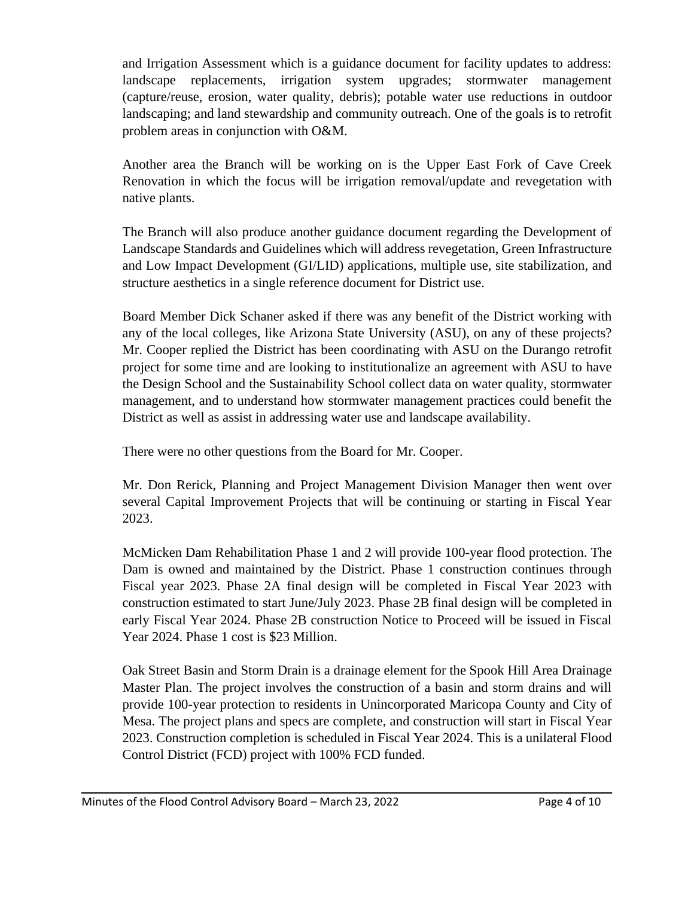and Irrigation Assessment which is a guidance document for facility updates to address: landscape replacements, irrigation system upgrades; stormwater management (capture/reuse, erosion, water quality, debris); potable water use reductions in outdoor landscaping; and land stewardship and community outreach. One of the goals is to retrofit problem areas in conjunction with O&M.

Another area the Branch will be working on is the Upper East Fork of Cave Creek Renovation in which the focus will be irrigation removal/update and revegetation with native plants.

The Branch will also produce another guidance document regarding the Development of Landscape Standards and Guidelines which will address revegetation, Green Infrastructure and Low Impact Development (GI/LID) applications, multiple use, site stabilization, and structure aesthetics in a single reference document for District use.

Board Member Dick Schaner asked if there was any benefit of the District working with any of the local colleges, like Arizona State University (ASU), on any of these projects? Mr. Cooper replied the District has been coordinating with ASU on the Durango retrofit project for some time and are looking to institutionalize an agreement with ASU to have the Design School and the Sustainability School collect data on water quality, stormwater management, and to understand how stormwater management practices could benefit the District as well as assist in addressing water use and landscape availability.

There were no other questions from the Board for Mr. Cooper.

Mr. Don Rerick, Planning and Project Management Division Manager then went over several Capital Improvement Projects that will be continuing or starting in Fiscal Year 2023.

McMicken Dam Rehabilitation Phase 1 and 2 will provide 100-year flood protection. The Dam is owned and maintained by the District. Phase 1 construction continues through Fiscal year 2023. Phase 2A final design will be completed in Fiscal Year 2023 with construction estimated to start June/July 2023. Phase 2B final design will be completed in early Fiscal Year 2024. Phase 2B construction Notice to Proceed will be issued in Fiscal Year 2024. Phase 1 cost is $23 Million.

Oak Street Basin and Storm Drain is a drainage element for the Spook Hill Area Drainage Master Plan. The project involves the construction of a basin and storm drains and will provide 100-year protection to residents in Unincorporated Maricopa County and City of Mesa. The project plans and specs are complete, and construction will start in Fiscal Year 2023. Construction completion is scheduled in Fiscal Year 2024. This is a unilateral Flood Control District (FCD) project with 100% FCD funded.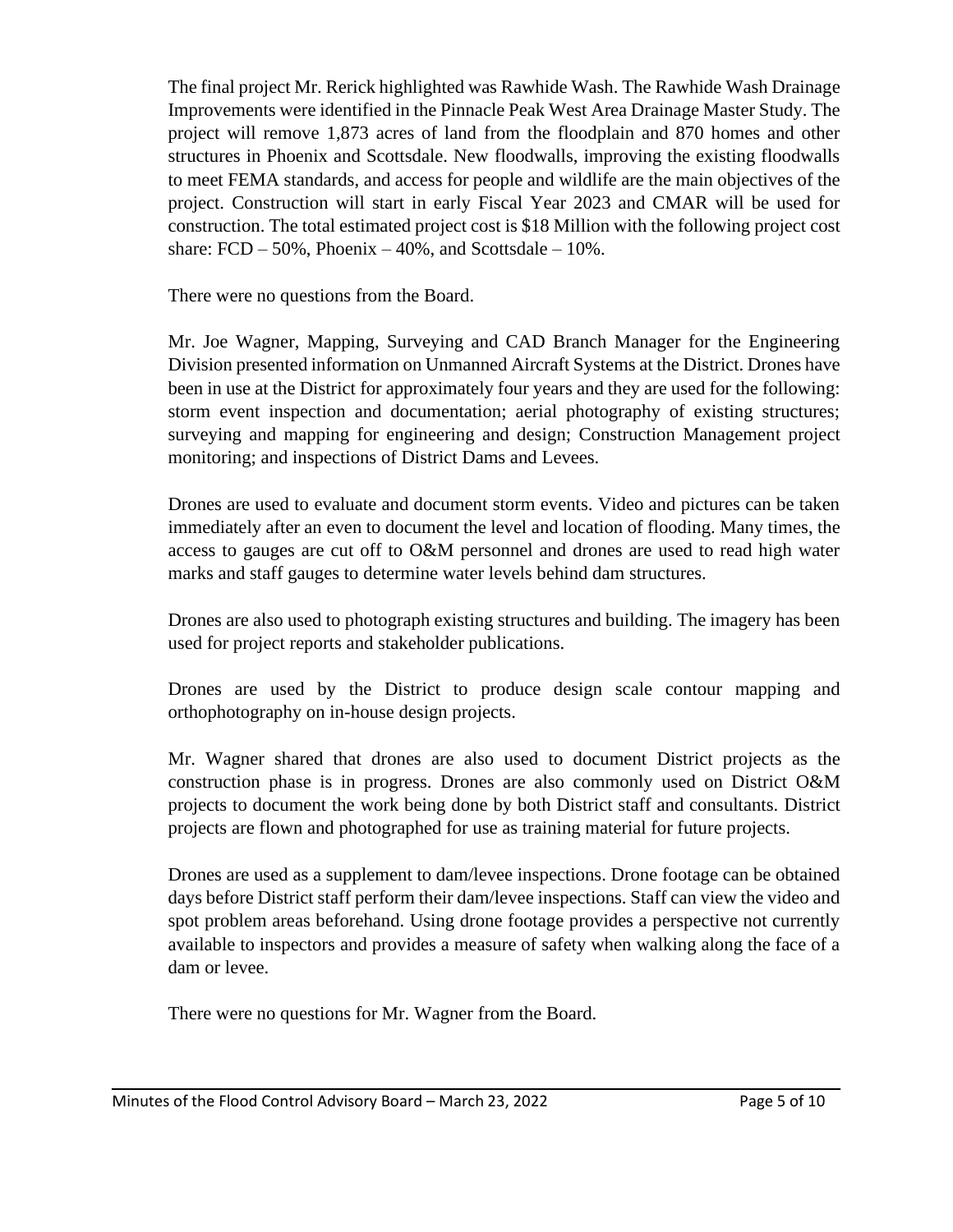The final project Mr. Rerick highlighted was Rawhide Wash. The Rawhide Wash Drainage Improvements were identified in the Pinnacle Peak West Area Drainage Master Study. The project will remove 1,873 acres of land from the floodplain and 870 homes and other structures in Phoenix and Scottsdale. New floodwalls, improving the existing floodwalls to meet FEMA standards, and access for people and wildlife are the main objectives of the project. Construction will start in early Fiscal Year 2023 and CMAR will be used for construction. The total estimated project cost is $18 Million with the following project cost share: FCD – 50%, Phoenix – 40%, and Scottsdale – 10%.

There were no questions from the Board.

Mr. Joe Wagner, Mapping, Surveying and CAD Branch Manager for the Engineering Division presented information on Unmanned Aircraft Systems at the District. Drones have been in use at the District for approximately four years and they are used for the following: storm event inspection and documentation; aerial photography of existing structures; surveying and mapping for engineering and design; Construction Management project monitoring; and inspections of District Dams and Levees.

Drones are used to evaluate and document storm events. Video and pictures can be taken immediately after an even to document the level and location of flooding. Many times, the access to gauges are cut off to O&M personnel and drones are used to read high water marks and staff gauges to determine water levels behind dam structures.

Drones are also used to photograph existing structures and building. The imagery has been used for project reports and stakeholder publications.

Drones are used by the District to produce design scale contour mapping and orthophotography on in-house design projects.

Mr. Wagner shared that drones are also used to document District projects as the construction phase is in progress. Drones are also commonly used on District O&M projects to document the work being done by both District staff and consultants. District projects are flown and photographed for use as training material for future projects.

Drones are used as a supplement to dam/levee inspections. Drone footage can be obtained days before District staff perform their dam/levee inspections. Staff can view the video and spot problem areas beforehand. Using drone footage provides a perspective not currently available to inspectors and provides a measure of safety when walking along the face of a dam or levee.

There were no questions for Mr. Wagner from the Board.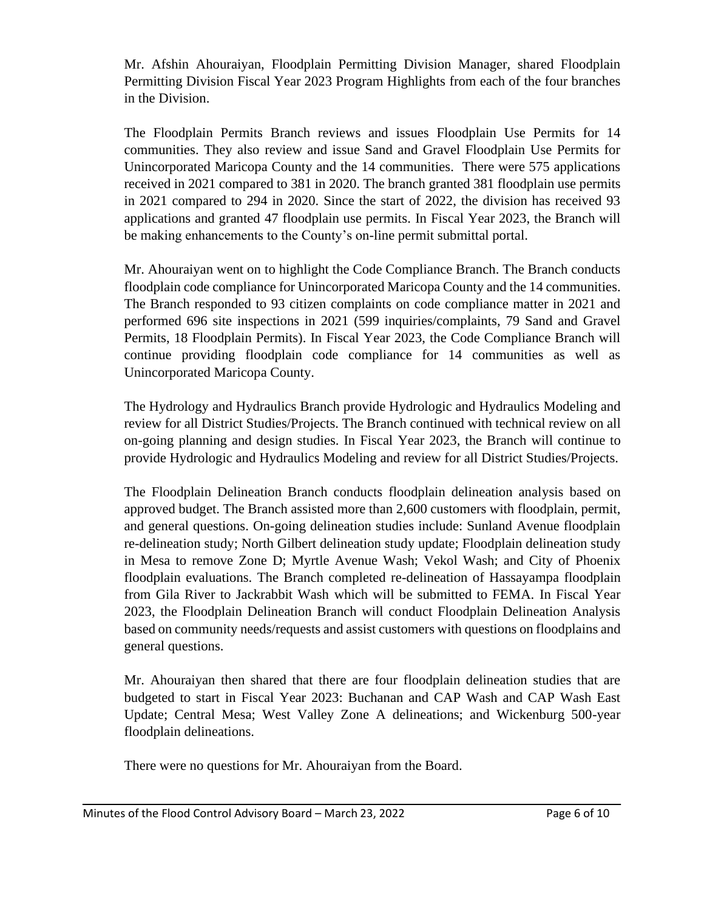Mr. Afshin Ahouraiyan, Floodplain Permitting Division Manager, shared Floodplain Permitting Division Fiscal Year 2023 Program Highlights from each of the four branches in the Division.

The Floodplain Permits Branch reviews and issues Floodplain Use Permits for 14 communities. They also review and issue Sand and Gravel Floodplain Use Permits for Unincorporated Maricopa County and the 14 communities. There were 575 applications received in 2021 compared to 381 in 2020. The branch granted 381 floodplain use permits in 2021 compared to 294 in 2020. Since the start of 2022, the division has received 93 applications and granted 47 floodplain use permits. In Fiscal Year 2023, the Branch will be making enhancements to the County's on-line permit submittal portal.

Mr. Ahouraiyan went on to highlight the Code Compliance Branch. The Branch conducts floodplain code compliance for Unincorporated Maricopa County and the 14 communities. The Branch responded to 93 citizen complaints on code compliance matter in 2021 and performed 696 site inspections in 2021 (599 inquiries/complaints, 79 Sand and Gravel Permits, 18 Floodplain Permits). In Fiscal Year 2023, the Code Compliance Branch will continue providing floodplain code compliance for 14 communities as well as Unincorporated Maricopa County.

The Hydrology and Hydraulics Branch provide Hydrologic and Hydraulics Modeling and review for all District Studies/Projects. The Branch continued with technical review on all on-going planning and design studies. In Fiscal Year 2023, the Branch will continue to provide Hydrologic and Hydraulics Modeling and review for all District Studies/Projects.

The Floodplain Delineation Branch conducts floodplain delineation analysis based on approved budget. The Branch assisted more than 2,600 customers with floodplain, permit, and general questions. On-going delineation studies include: Sunland Avenue floodplain re-delineation study; North Gilbert delineation study update; Floodplain delineation study in Mesa to remove Zone D; Myrtle Avenue Wash; Vekol Wash; and City of Phoenix floodplain evaluations. The Branch completed re-delineation of Hassayampa floodplain from Gila River to Jackrabbit Wash which will be submitted to FEMA. In Fiscal Year 2023, the Floodplain Delineation Branch will conduct Floodplain Delineation Analysis based on community needs/requests and assist customers with questions on floodplains and general questions.

Mr. Ahouraiyan then shared that there are four floodplain delineation studies that are budgeted to start in Fiscal Year 2023: Buchanan and CAP Wash and CAP Wash East Update; Central Mesa; West Valley Zone A delineations; and Wickenburg 500-year floodplain delineations.

There were no questions for Mr. Ahouraiyan from the Board.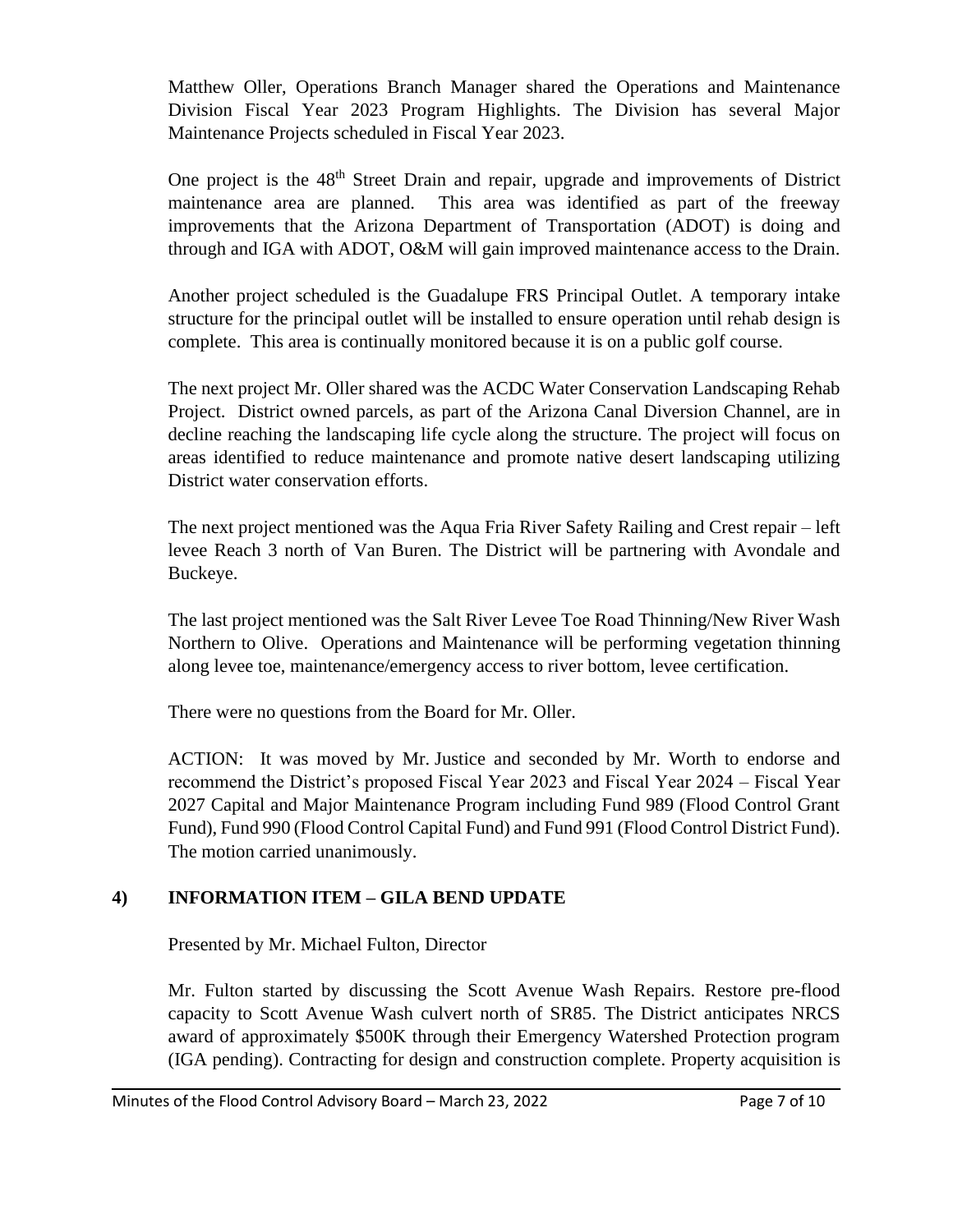Matthew Oller, Operations Branch Manager shared the Operations and Maintenance Division Fiscal Year 2023 Program Highlights. The Division has several Major Maintenance Projects scheduled in Fiscal Year 2023.

One project is the 48th Street Drain and repair, upgrade and improvements of District maintenance area are planned. This area was identified as part of the freeway improvements that the Arizona Department of Transportation (ADOT) is doing and through and IGA with ADOT, O&M will gain improved maintenance access to the Drain.

Another project scheduled is the Guadalupe FRS Principal Outlet. A temporary intake structure for the principal outlet will be installed to ensure operation until rehab design is complete. This area is continually monitored because it is on a public golf course.

The next project Mr. Oller shared was the ACDC Water Conservation Landscaping Rehab Project. District owned parcels, as part of the Arizona Canal Diversion Channel, are in decline reaching the landscaping life cycle along the structure. The project will focus on areas identified to reduce maintenance and promote native desert landscaping utilizing District water conservation efforts.

The next project mentioned was the Aqua Fria River Safety Railing and Crest repair – left levee Reach 3 north of Van Buren. The District will be partnering with Avondale and Buckeye.

The last project mentioned was the Salt River Levee Toe Road Thinning/New River Wash Northern to Olive. Operations and Maintenance will be performing vegetation thinning along levee toe, maintenance/emergency access to river bottom, levee certification.

There were no questions from the Board for Mr. Oller.

ACTION: It was moved by Mr. Justice and seconded by Mr. Worth to endorse and recommend the District's proposed Fiscal Year 2023 and Fiscal Year 2024 – Fiscal Year 2027 Capital and Major Maintenance Program including Fund 989 (Flood Control Grant Fund), Fund 990 (Flood Control Capital Fund) and Fund 991 (Flood Control District Fund). The motion carried unanimously.

## 4) INFORMATION ITEM – GILA BEND UPDATE

Presented by Mr. Michael Fulton, Director

Mr. Fulton started by discussing the Scott Avenue Wash Repairs. Restore pre-flood capacity to Scott Avenue Wash culvert north of SR85. The District anticipates NRCS award of approximately $500K through their Emergency Watershed Protection program (IGA pending). Contracting for design and construction complete. Property acquisition is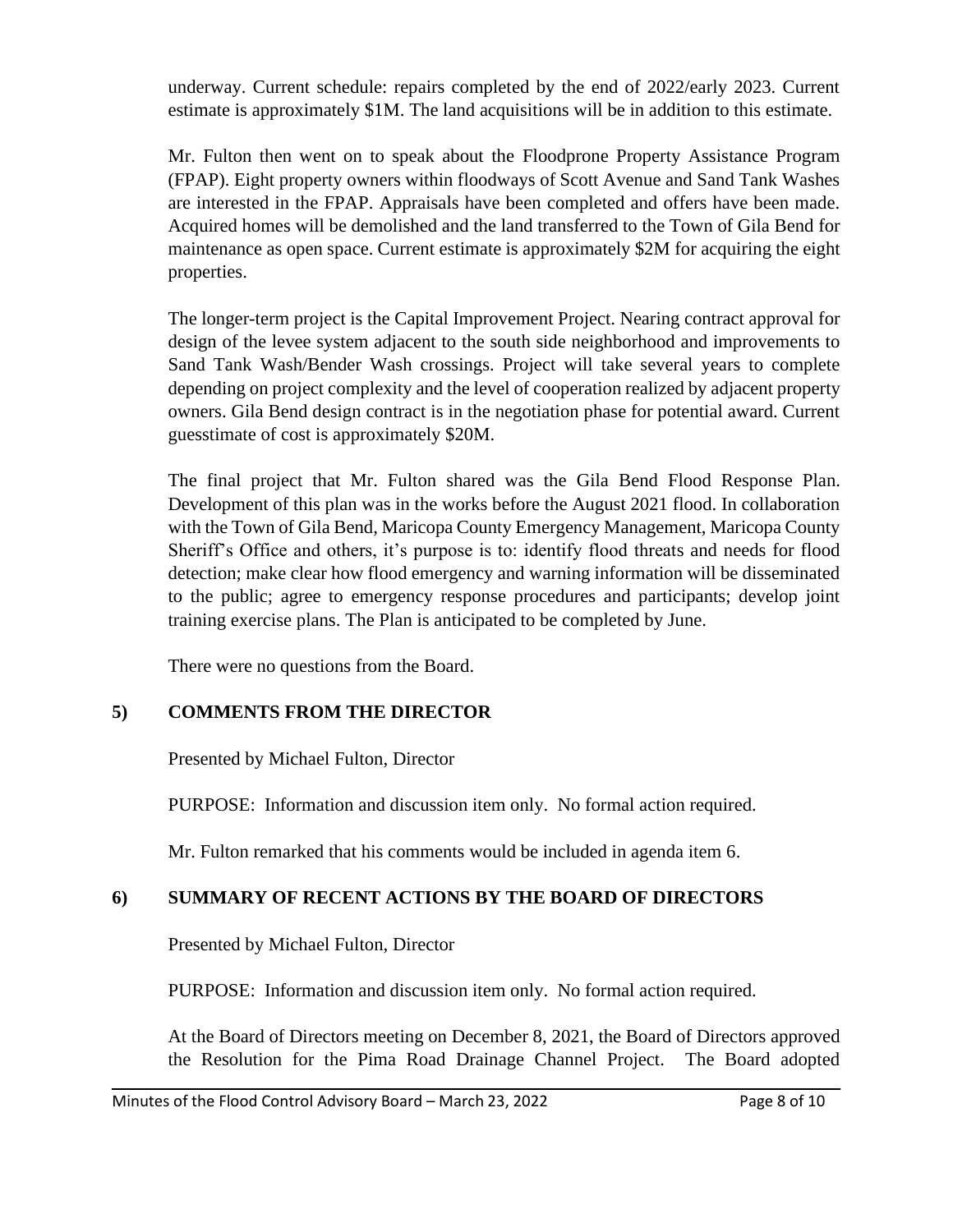underway. Current schedule: repairs completed by the end of 2022/early 2023. Current estimate is approximately $1M. The land acquisitions will be in addition to this estimate.

Mr. Fulton then went on to speak about the Floodprone Property Assistance Program (FPAP). Eight property owners within floodways of Scott Avenue and Sand Tank Washes are interested in the FPAP. Appraisals have been completed and offers have been made. Acquired homes will be demolished and the land transferred to the Town of Gila Bend for maintenance as open space. Current estimate is approximately $2M for acquiring the eight properties.

The longer-term project is the Capital Improvement Project. Nearing contract approval for design of the levee system adjacent to the south side neighborhood and improvements to Sand Tank Wash/Bender Wash crossings. Project will take several years to complete depending on project complexity and the level of cooperation realized by adjacent property owners. Gila Bend design contract is in the negotiation phase for potential award. Current guesstimate of cost is approximately $20M.

The final project that Mr. Fulton shared was the Gila Bend Flood Response Plan. Development of this plan was in the works before the August 2021 flood. In collaboration with the Town of Gila Bend, Maricopa County Emergency Management, Maricopa County Sheriff's Office and others, it's purpose is to: identify flood threats and needs for flood detection; make clear how flood emergency and warning information will be disseminated to the public; agree to emergency response procedures and participants; develop joint training exercise plans. The Plan is anticipated to be completed by June.

There were no questions from the Board.

## 5) COMMENTS FROM THE DIRECTOR

Presented by Michael Fulton, Director

PURPOSE: Information and discussion item only. No formal action required.

Mr. Fulton remarked that his comments would be included in agenda item 6.

## 6) SUMMARY OF RECENT ACTIONS BY THE BOARD OF DIRECTORS

Presented by Michael Fulton, Director

PURPOSE: Information and discussion item only. No formal action required.

At the Board of Directors meeting on December 8, 2021, the Board of Directors approved the Resolution for the Pima Road Drainage Channel Project. The Board adopted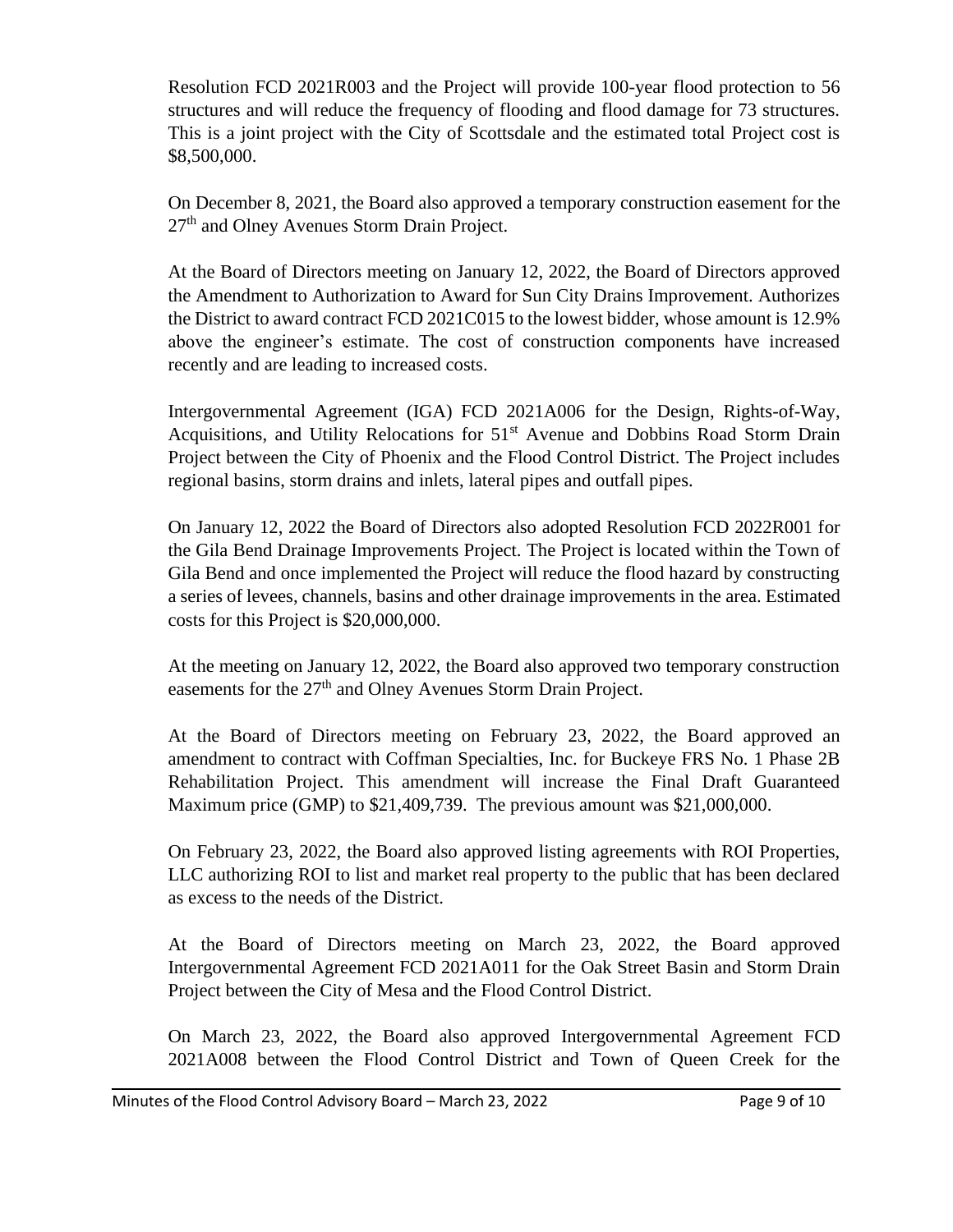Resolution FCD 2021R003 and the Project will provide 100-year flood protection to 56 structures and will reduce the frequency of flooding and flood damage for 73 structures. This is a joint project with the City of Scottsdale and the estimated total Project cost is $8,500,000.

On December 8, 2021, the Board also approved a temporary construction easement for the 27th and Olney Avenues Storm Drain Project.

At the Board of Directors meeting on January 12, 2022, the Board of Directors approved the Amendment to Authorization to Award for Sun City Drains Improvement. Authorizes the District to award contract FCD 2021C015 to the lowest bidder, whose amount is 12.9% above the engineer's estimate. The cost of construction components have increased recently and are leading to increased costs.

Intergovernmental Agreement (IGA) FCD 2021A006 for the Design, Rights-of-Way, Acquisitions, and Utility Relocations for 51st Avenue and Dobbins Road Storm Drain Project between the City of Phoenix and the Flood Control District. The Project includes regional basins, storm drains and inlets, lateral pipes and outfall pipes.

On January 12, 2022 the Board of Directors also adopted Resolution FCD 2022R001 for the Gila Bend Drainage Improvements Project. The Project is located within the Town of Gila Bend and once implemented the Project will reduce the flood hazard by constructing a series of levees, channels, basins and other drainage improvements in the area. Estimated costs for this Project is $20,000,000.

At the meeting on January 12, 2022, the Board also approved two temporary construction easements for the 27th and Olney Avenues Storm Drain Project.

At the Board of Directors meeting on February 23, 2022, the Board approved an amendment to contract with Coffman Specialties, Inc. for Buckeye FRS No. 1 Phase 2B Rehabilitation Project. This amendment will increase the Final Draft Guaranteed Maximum price (GMP) to $21,409,739. The previous amount was $21,000,000.

On February 23, 2022, the Board also approved listing agreements with ROI Properties, LLC authorizing ROI to list and market real property to the public that has been declared as excess to the needs of the District.

At the Board of Directors meeting on March 23, 2022, the Board approved Intergovernmental Agreement FCD 2021A011 for the Oak Street Basin and Storm Drain Project between the City of Mesa and the Flood Control District.

On March 23, 2022, the Board also approved Intergovernmental Agreement FCD 2021A008 between the Flood Control District and Town of Queen Creek for the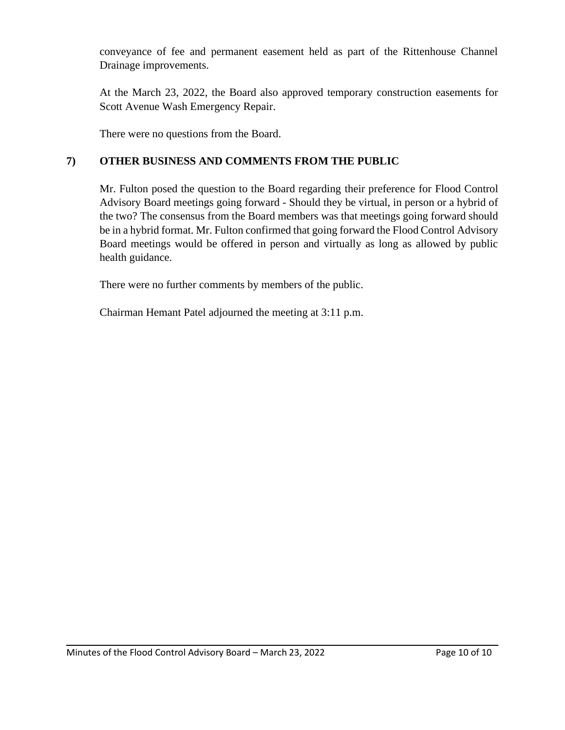conveyance of fee and permanent easement held as part of the Rittenhouse Channel Drainage improvements.

At the March 23, 2022, the Board also approved temporary construction easements for Scott Avenue Wash Emergency Repair.

There were no questions from the Board.

## 7) OTHER BUSINESS AND COMMENTS FROM THE PUBLIC

Mr. Fulton posed the question to the Board regarding their preference for Flood Control Advisory Board meetings going forward - Should they be virtual, in person or a hybrid of the two? The consensus from the Board members was that meetings going forward should be in a hybrid format. Mr. Fulton confirmed that going forward the Flood Control Advisory Board meetings would be offered in person and virtually as long as allowed by public health guidance.

There were no further comments by members of the public.

Chairman Hemant Patel adjourned the meeting at 3:11 p.m.